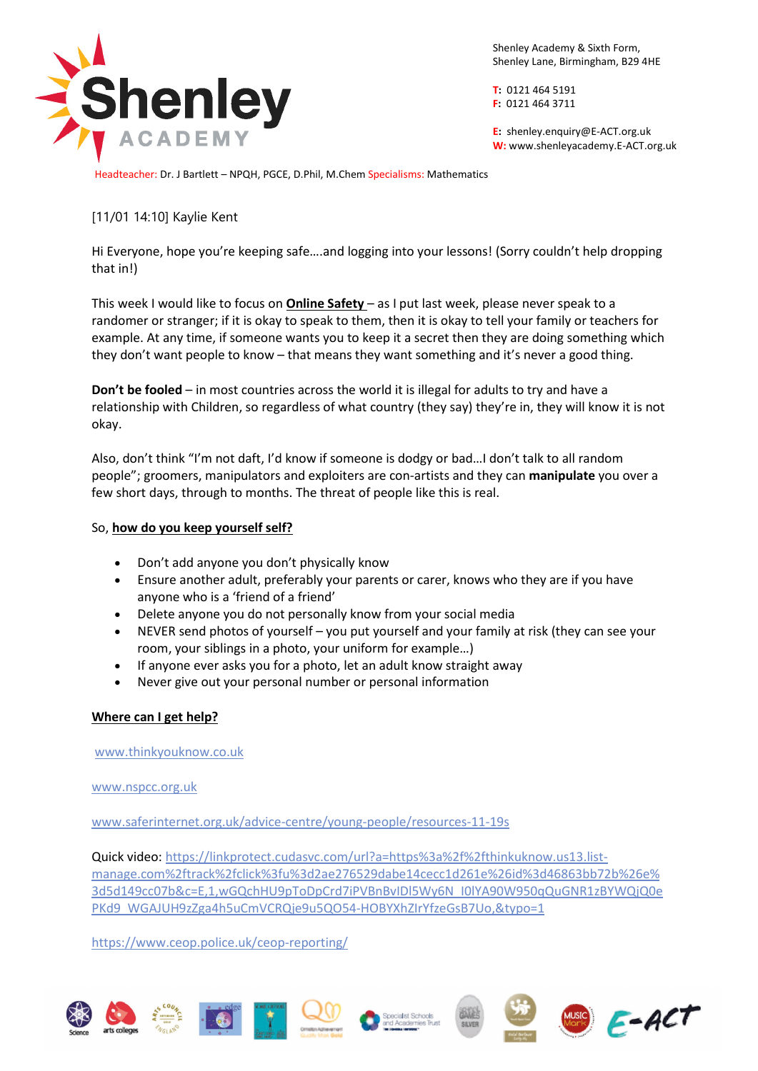Shenley Academy & Sixth Form,
Shenley Lane, Birmingham, B29 4HE

T: 0121 464 5191
F: 0121 464 3711

E: shenley.enquiry@E-ACT.org.uk
W: www.shenleyacademy.E-ACT.org.uk

Headteacher: Dr. J Bartlett – NPQH, PGCE, D.Phil, M.Chem Specialisms: Mathematics

[11/01 14:10] Kaylie Kent

Hi Everyone, hope you're keeping safe….and logging into your lessons! (Sorry couldn't help dropping that in!)

This week I would like to focus on **Online Safety** – as I put last week, please never speak to a randomer or stranger; if it is okay to speak to them, then it is okay to tell your family or teachers for example. At any time, if someone wants you to keep it a secret then they are doing something which they don't want people to know – that means they want something and it's never a good thing.

**Don't be fooled** – in most countries across the world it is illegal for adults to try and have a relationship with Children, so regardless of what country (they say) they're in, they will know it is not okay.

Also, don't think "I'm not daft, I'd know if someone is dodgy or bad…I don't talk to all random people"; groomers, manipulators and exploiters are con-artists and they can **manipulate** you over a few short days, through to months. The threat of people like this is real.

So, **how do you keep yourself self?**

- Don't add anyone you don't physically know
- Ensure another adult, preferably your parents or carer, knows who they are if you have anyone who is a 'friend of a friend'
- Delete anyone you do not personally know from your social media
- NEVER send photos of yourself – you put yourself and your family at risk (they can see your room, your siblings in a photo, your uniform for example…)
- If anyone ever asks you for a photo, let an adult know straight away
- Never give out your personal number or personal information

**Where can I get help?**

www.thinkyouknow.co.uk

www.nspcc.org.uk

www.saferinternet.org.uk/advice-centre/young-people/resources-11-19s

Quick video: https://linkprotect.cudasvc.com/url?a=https%3a%2f%2fthinkuknow.us13.list-manage.com%2ftrack%2fclick%3fu%3d2ae276529dabe14cecc1d261e%26id%3d46863bb72b%26e%3d5d149cc07b&c=E,1,wGQchHU9pToDpCrd7iPVBnBvIDl5Wy6N_I0lYA90W950qQuGNR1zBYWQjQ0ePKd9_WGAJUH9zZga4h5uCmVCRQje9u5QO54-HOBYXhZIrYfzeGsB7Uo,&typo=1

https://www.ceop.police.uk/ceop-reporting/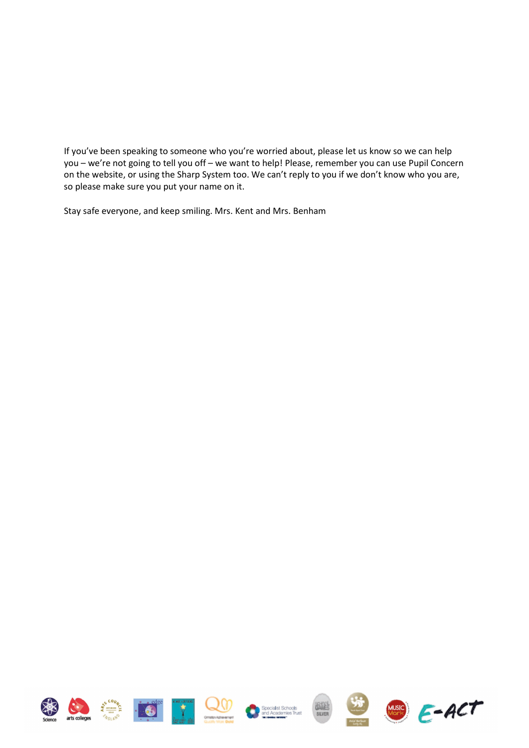If you've been speaking to someone who you're worried about, please let us know so we can help you – we're not going to tell you off – we want to help! Please, remember you can use Pupil Concern on the website, or using the Sharp System too. We can't reply to you if we don't know who you are, so please make sure you put your name on it.

Stay safe everyone, and keep smiling. Mrs. Kent and Mrs. Benham